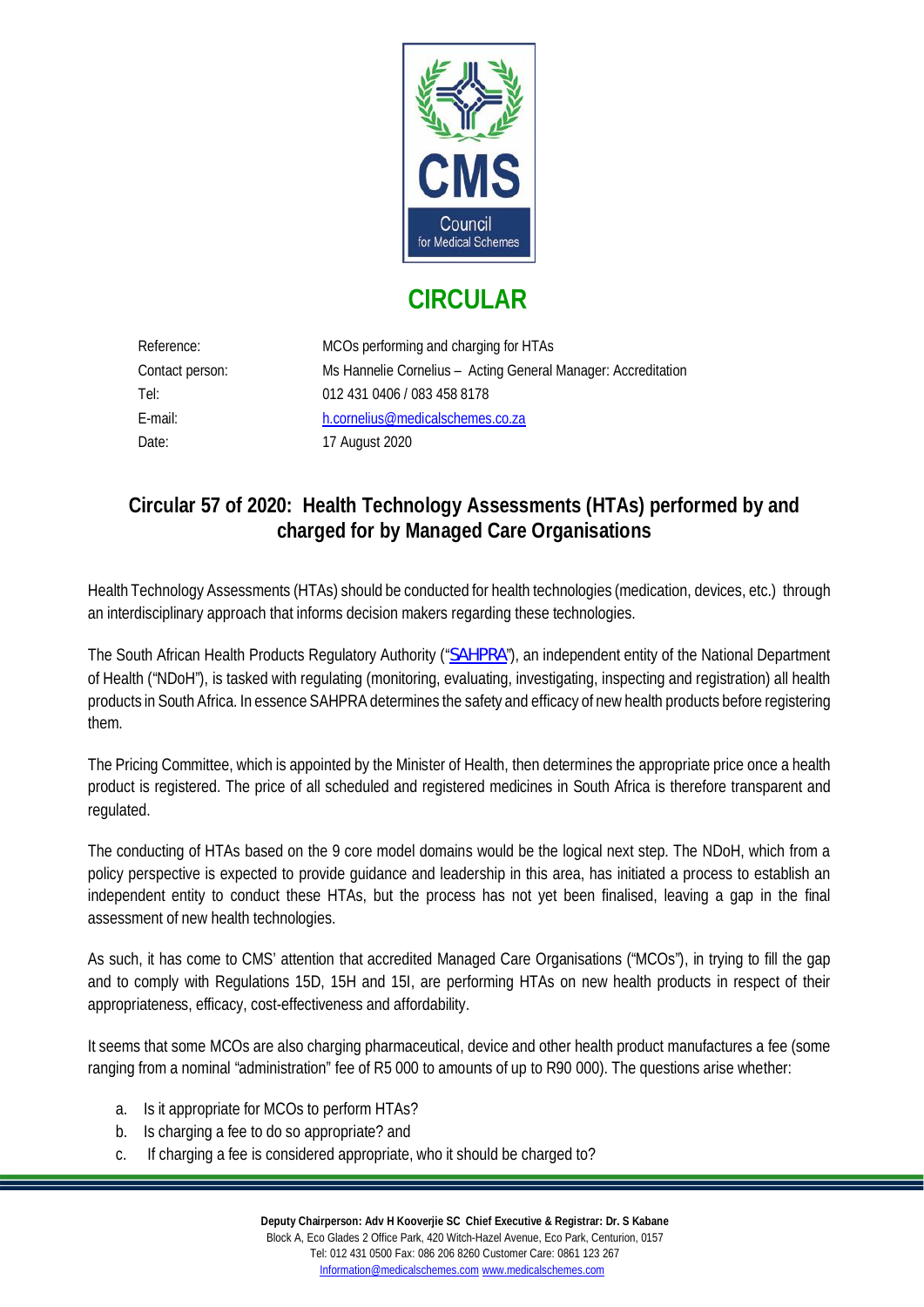# CIRCULAR

| | |
|---|---|
| Reference: | MCOs performing and charging for HTAs |
| Contact person: | Ms Hannelie Cornelius – Acting General Manager: Accreditation |
| Tel: | 012 431 0406 / 083 458 8178 |
| E-mail: | h.cornelius@medicalschemes.co.za |
| Date: | 17 August 2020 |

## Circular 57 of 2020: Health Technology Assessments (HTAs) performed by and charged for by Managed Care Organisations

Health Technology Assessments (HTAs) should be conducted for health technologies (medication, devices, etc.) through an interdisciplinary approach that informs decision makers regarding these technologies.

The South African Health Products Regulatory Authority ("SAHPRA"), an independent entity of the National Department of Health ("NDoH"), is tasked with regulating (monitoring, evaluating, investigating, inspecting and registration) all health products in South Africa. In essence SAHPRA determines the safety and efficacy of new health products before registering them.

The Pricing Committee, which is appointed by the Minister of Health, then determines the appropriate price once a health product is registered. The price of all scheduled and registered medicines in South Africa is therefore transparent and regulated.

The conducting of HTAs based on the 9 core model domains would be the logical next step. The NDoH, which from a policy perspective is expected to provide guidance and leadership in this area, has initiated a process to establish an independent entity to conduct these HTAs, but the process has not yet been finalised, leaving a gap in the final assessment of new health technologies.

As such, it has come to CMS' attention that accredited Managed Care Organisations ("MCOs"), in trying to fill the gap and to comply with Regulations 15D, 15H and 15I, are performing HTAs on new health products in respect of their appropriateness, efficacy, cost-effectiveness and affordability.

It seems that some MCOs are also charging pharmaceutical, device and other health product manufactures a fee (some ranging from a nominal "administration" fee of R5 000 to amounts of up to R90 000). The questions arise whether:

a. Is it appropriate for MCOs to perform HTAs?
b. Is charging a fee to do so appropriate? and
c. If charging a fee is considered appropriate, who it should be charged to?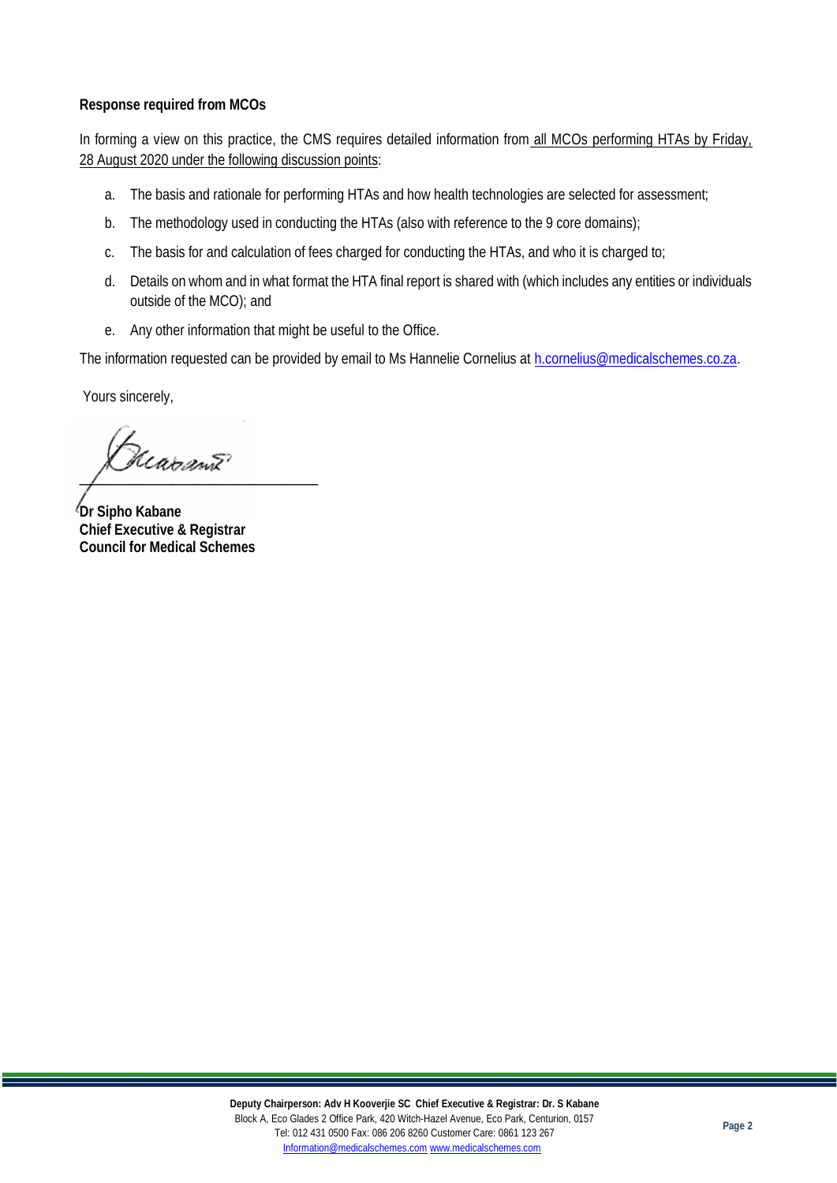**Response required from MCOs**

In forming a view on this practice, the CMS requires detailed information from all MCOs performing HTAs by Friday, 28 August 2020 under the following discussion points:

a. The basis and rationale for performing HTAs and how health technologies are selected for assessment;

b. The methodology used in conducting the HTAs (also with reference to the 9 core domains);

c. The basis for and calculation of fees charged for conducting the HTAs, and who it is charged to;

d. Details on whom and in what format the HTA final report is shared with (which includes any entities or individuals outside of the MCO); and

e. Any other information that might be useful to the Office.

The information requested can be provided by email to Ms Hannelie Cornelius at h.cornelius@medicalschemes.co.za.

Yours sincerely,

**Dr Sipho Kabane**
**Chief Executive & Registrar**
**Council for Medical Schemes**

**Deputy Chairperson: Adv H Kooverjie SC Chief Executive & Registrar: Dr. S Kabane**
Block A, Eco Glades 2 Office Park, 420 Witch-Hazel Avenue, Eco Park, Centurion, 0157
Tel: 012 431 0500 Fax: 086 206 8260 Customer Care: 0861 123 267
Information@medicalschemes.com www.medicalschemes.com